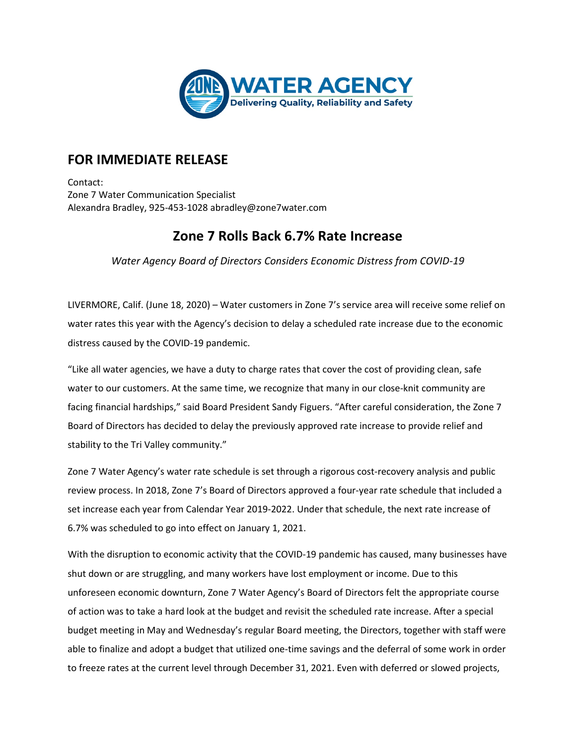# FOR IMMEDIATE RELEASE

Contact:
Zone 7 Water Communication Specialist
Alexandra Bradley, 925-453-1028 abradley@zone7water.com

## Zone 7 Rolls Back 6.7% Rate Increase

*Water Agency Board of Directors Considers Economic Distress from COVID-19*

LIVERMORE, Calif. (June 18, 2020) – Water customers in Zone 7's service area will receive some relief on water rates this year with the Agency's decision to delay a scheduled rate increase due to the economic distress caused by the COVID-19 pandemic.

"Like all water agencies, we have a duty to charge rates that cover the cost of providing clean, safe water to our customers. At the same time, we recognize that many in our close-knit community are facing financial hardships," said Board President Sandy Figuers. "After careful consideration, the Zone 7 Board of Directors has decided to delay the previously approved rate increase to provide relief and stability to the Tri Valley community."

Zone 7 Water Agency's water rate schedule is set through a rigorous cost-recovery analysis and public review process. In 2018, Zone 7's Board of Directors approved a four-year rate schedule that included a set increase each year from Calendar Year 2019-2022. Under that schedule, the next rate increase of 6.7% was scheduled to go into effect on January 1, 2021.

With the disruption to economic activity that the COVID-19 pandemic has caused, many businesses have shut down or are struggling, and many workers have lost employment or income. Due to this unforeseen economic downturn, Zone 7 Water Agency's Board of Directors felt the appropriate course of action was to take a hard look at the budget and revisit the scheduled rate increase. After a special budget meeting in May and Wednesday's regular Board meeting, the Directors, together with staff were able to finalize and adopt a budget that utilized one-time savings and the deferral of some work in order to freeze rates at the current level through December 31, 2021. Even with deferred or slowed projects,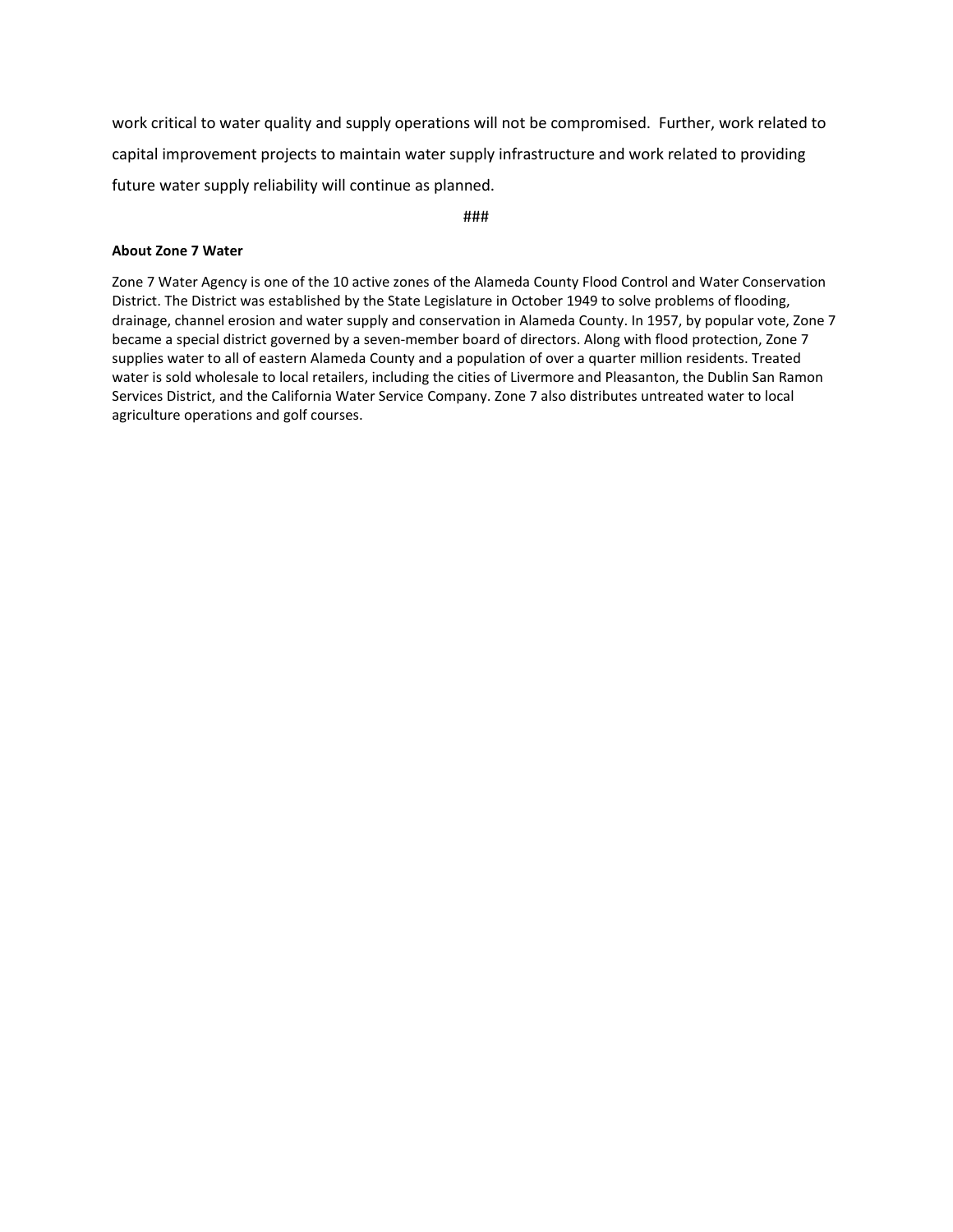work critical to water quality and supply operations will not be compromised. Further, work related to capital improvement projects to maintain water supply infrastructure and work related to providing future water supply reliability will continue as planned.

###

**About Zone 7 Water**

Zone 7 Water Agency is one of the 10 active zones of the Alameda County Flood Control and Water Conservation District. The District was established by the State Legislature in October 1949 to solve problems of flooding, drainage, channel erosion and water supply and conservation in Alameda County. In 1957, by popular vote, Zone 7 became a special district governed by a seven-member board of directors. Along with flood protection, Zone 7 supplies water to all of eastern Alameda County and a population of over a quarter million residents. Treated water is sold wholesale to local retailers, including the cities of Livermore and Pleasanton, the Dublin San Ramon Services District, and the California Water Service Company. Zone 7 also distributes untreated water to local agriculture operations and golf courses.